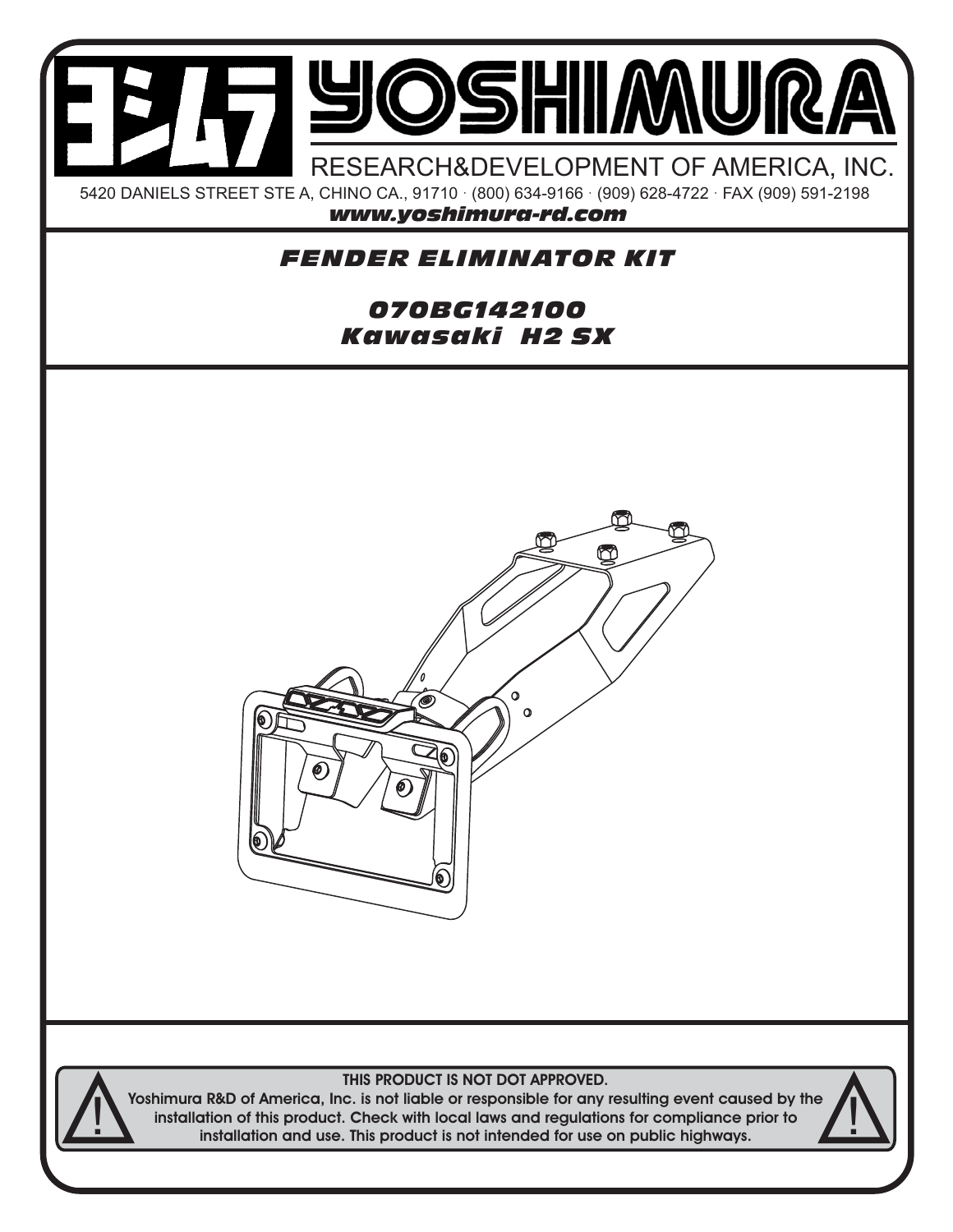# YOSHIMURA

RESEARCH&DEVELOPMENT OF AMERICA, INC.

5420 DANIELS STREET STE A, CHINO CA., 91710 · (800) 634-9166 · (909) 628-4722 · FAX (909) 591-2198

***www.yoshimura-rd.com***

## *FENDER ELIMINATOR KIT*

### *070BG142100*
### *Kawasaki H2 SX*

**THIS PRODUCT IS NOT DOT APPROVED.**

**Yoshimura R&D of America, Inc. is not liable or responsible for any resulting event caused by the installation of this product. Check with local laws and regulations for compliance prior to installation and use. This product is not intended for use on public highways.**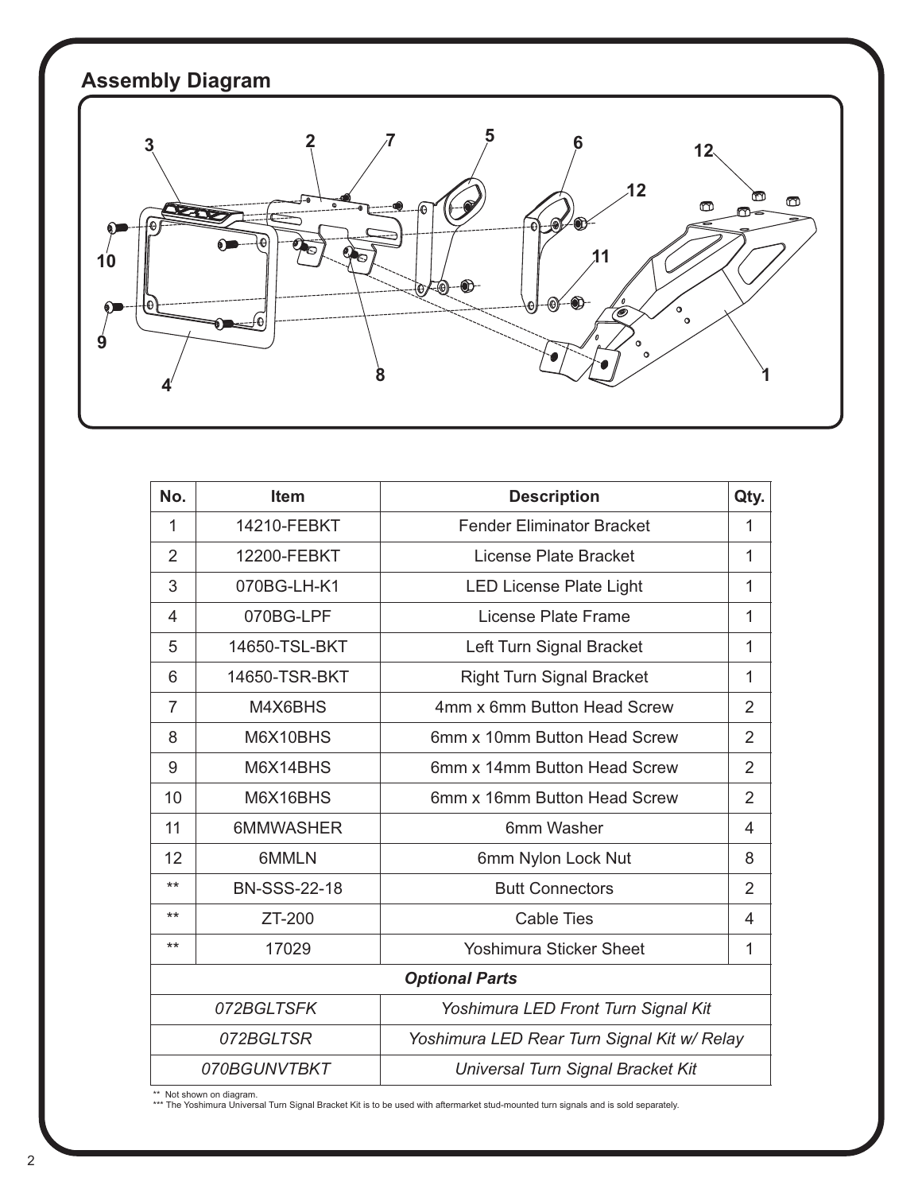## Assembly Diagram

| No. | Item | Description | Qty. |
|---|---|---|---|
| 1 | 14210-FEBKT | Fender Eliminator Bracket | 1 |
| 2 | 12200-FEBKT | License Plate Bracket | 1 |
| 3 | 070BG-LH-K1 | LED License Plate Light | 1 |
| 4 | 070BG-LPF | License Plate Frame | 1 |
| 5 | 14650-TSL-BKT | Left Turn Signal Bracket | 1 |
| 6 | 14650-TSR-BKT | Right Turn Signal Bracket | 1 |
| 7 | M4X6BHS | 4mm x 6mm Button Head Screw | 2 |
| 8 | M6X10BHS | 6mm x 10mm Button Head Screw | 2 |
| 9 | M6X14BHS | 6mm x 14mm Button Head Screw | 2 |
| 10 | M6X16BHS | 6mm x 16mm Button Head Screw | 2 |
| 11 | 6MMWASHER | 6mm Washer | 4 |
| 12 | 6MMLN | 6mm Nylon Lock Nut | 8 |
| ** | BN-SSS-22-18 | Butt Connectors | 2 |
| ** | ZT-200 | Cable Ties | 4 |
| ** | 17029 | Yoshimura Sticker Sheet | 1 |
| ***Optional Parts*** | | | |
| *072BGLTSFK* | | *Yoshimura LED Front Turn Signal Kit* | |
| *072BGLTSR* | | *Yoshimura LED Rear Turn Signal Kit w/ Relay* | |
| *070BGUNVTBKT* | | *Universal Turn Signal Bracket Kit* | |

** Not shown on diagram.
*** The Yoshimura Universal Turn Signal Bracket Kit is to be used with aftermarket stud-mounted turn signals and is sold separately.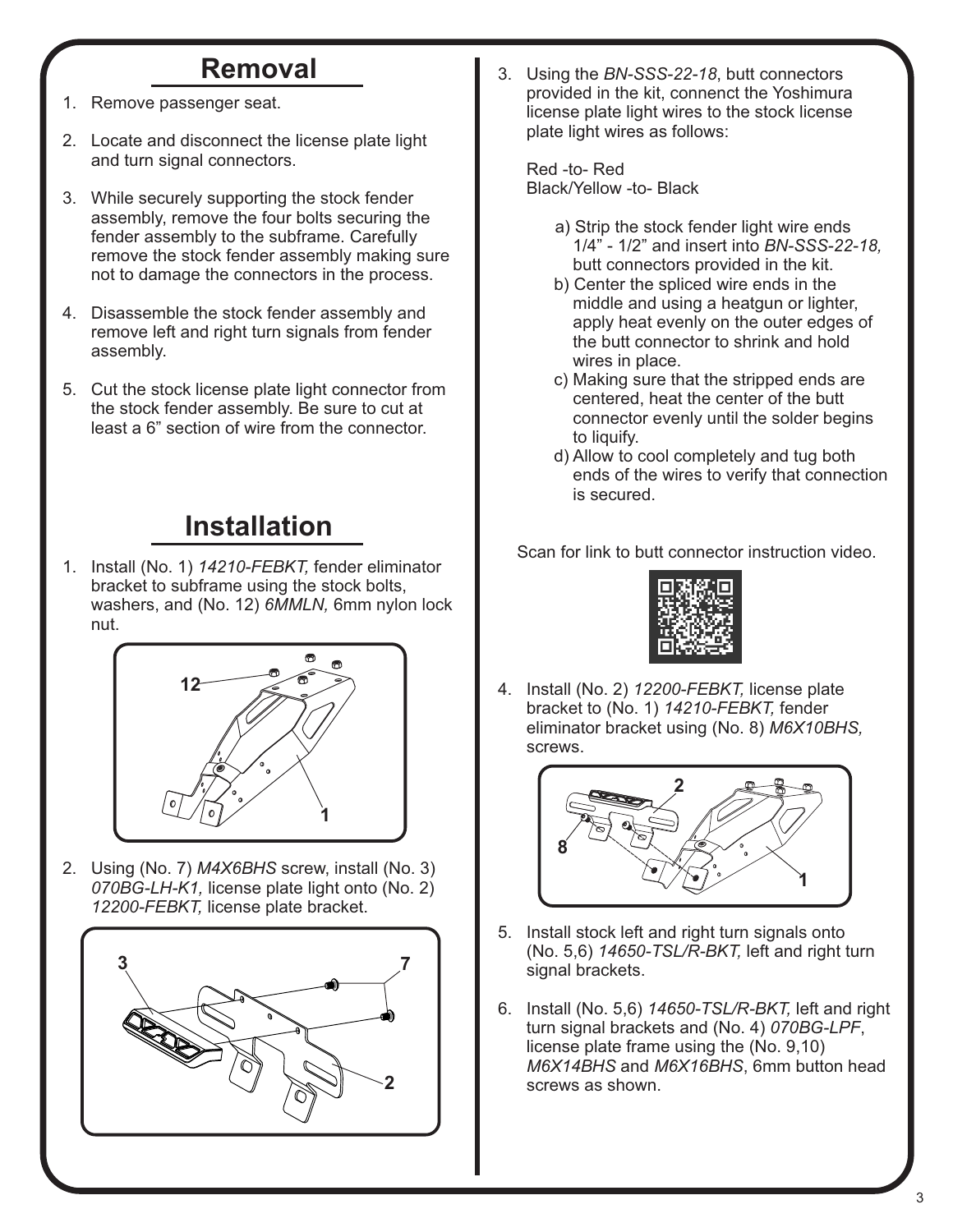## Removal

1. Remove passenger seat.

2. Locate and disconnect the license plate light and turn signal connectors.

3. While securely supporting the stock fender assembly, remove the four bolts securing the fender assembly to the subframe. Carefully remove the stock fender assembly making sure not to damage the connectors in the process.

4. Disassemble the stock fender assembly and remove left and right turn signals from fender assembly.

5. Cut the stock license plate light connector from the stock fender assembly. Be sure to cut at least a 6" section of wire from the connector.

## Installation

1. Install (No. 1) *14210-FEBKT,* fender eliminator bracket to subframe using the stock bolts, washers, and (No. 12) *6MMLN,* 6mm nylon lock nut.

2. Using (No. 7) *M4X6BHS* screw, install (No. 3) *070BG-LH-K1,* license plate light onto (No. 2) *12200-FEBKT,* license plate bracket.

3. Using the *BN-SSS-22-18*, butt connectors provided in the kit, connenct the Yoshimura license plate light wires to the stock license plate light wires as follows:

   Red -to- Red
   Black/Yellow -to- Black

   a) Strip the stock fender light wire ends 1/4" - 1/2" and insert into *BN-SSS-22-18,* butt connectors provided in the kit.
   b) Center the spliced wire ends in the middle and using a heatgun or lighter, apply heat evenly on the outer edges of the butt connector to shrink and hold wires in place.
   c) Making sure that the stripped ends are centered, heat the center of the butt connector evenly until the solder begins to liquify.
   d) Allow to cool completely and tug both ends of the wires to verify that connection is secured.

   Scan for link to butt connector instruction video.

4. Install (No. 2) *12200-FEBKT,* license plate bracket to (No. 1) *14210-FEBKT,* fender eliminator bracket using (No. 8) *M6X10BHS,* screws.

5. Install stock left and right turn signals onto (No. 5,6) *14650-TSL/R-BKT,* left and right turn signal brackets.

6. Install (No. 5,6) *14650-TSL/R-BKT,* left and right turn signal brackets and (No. 4) *070BG-LPF*, license plate frame using the (No. 9,10) *M6X14BHS* and *M6X16BHS*, 6mm button head screws as shown.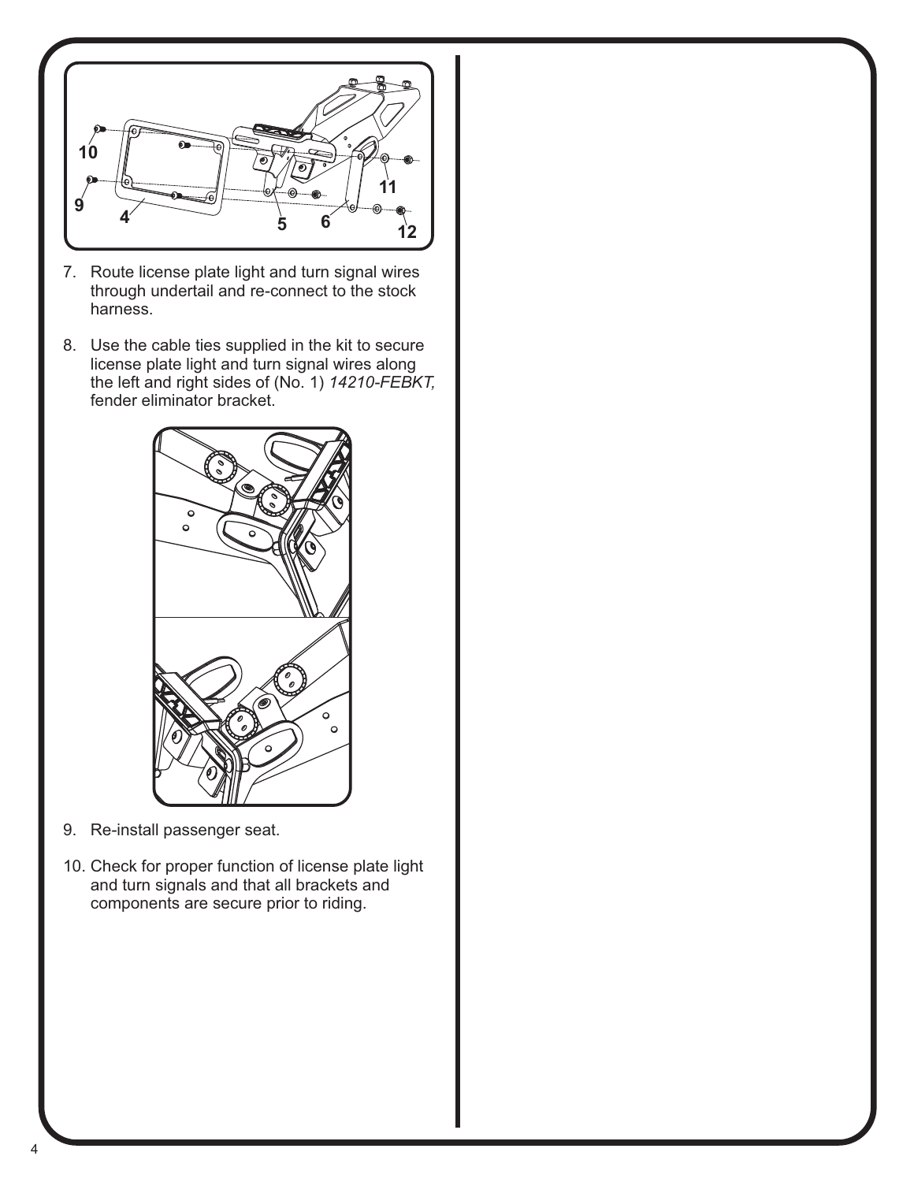10

9

4

5

6

11

12

7. Route license plate light and turn signal wires through undertail and re-connect to the stock harness.

8. Use the cable ties supplied in the kit to secure license plate light and turn signal wires along the left and right sides of (No. 1) *14210-FEBKT,* fender eliminator bracket.

9. Re-install passenger seat.

10. Check for proper function of license plate light and turn signals and that all brackets and components are secure prior to riding.